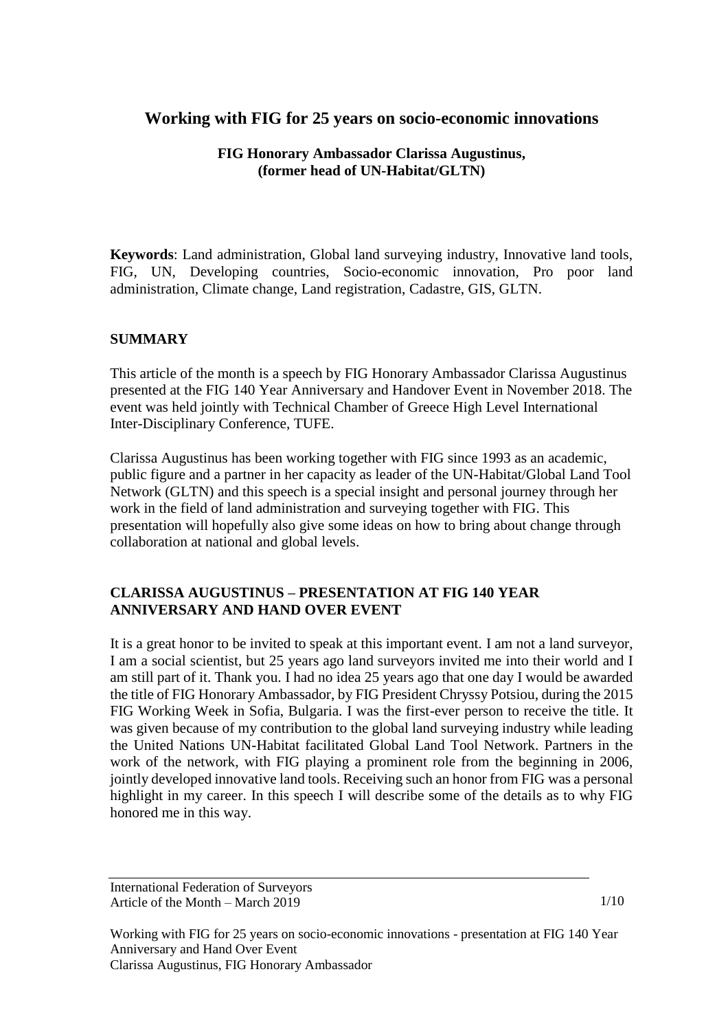# Working with FIG for 25 years on socio-economic innovations

**FIG Honorary Ambassador Clarissa Augustinus,**
**(former head of UN-Habitat/GLTN)**

**Keywords**: Land administration, Global land surveying industry, Innovative land tools, FIG, UN, Developing countries, Socio-economic innovation, Pro poor land administration, Climate change, Land registration, Cadastre, GIS, GLTN.

## SUMMARY

This article of the month is a speech by FIG Honorary Ambassador Clarissa Augustinus presented at the FIG 140 Year Anniversary and Handover Event in November 2018. The event was held jointly with Technical Chamber of Greece High Level International Inter-Disciplinary Conference, TUFE.

Clarissa Augustinus has been working together with FIG since 1993 as an academic, public figure and a partner in her capacity as leader of the UN-Habitat/Global Land Tool Network (GLTN) and this speech is a special insight and personal journey through her work in the field of land administration and surveying together with FIG. This presentation will hopefully also give some ideas on how to bring about change through collaboration at national and global levels.

## CLARISSA AUGUSTINUS – PRESENTATION AT FIG 140 YEAR ANNIVERSARY AND HAND OVER EVENT

It is a great honor to be invited to speak at this important event. I am not a land surveyor, I am a social scientist, but 25 years ago land surveyors invited me into their world and I am still part of it. Thank you. I had no idea 25 years ago that one day I would be awarded the title of FIG Honorary Ambassador, by FIG President Chryssy Potsiou, during the 2015 FIG Working Week in Sofia, Bulgaria. I was the first-ever person to receive the title. It was given because of my contribution to the global land surveying industry while leading the United Nations UN-Habitat facilitated Global Land Tool Network. Partners in the work of the network, with FIG playing a prominent role from the beginning in 2006, jointly developed innovative land tools. Receiving such an honor from FIG was a personal highlight in my career. In this speech I will describe some of the details as to why FIG honored me in this way.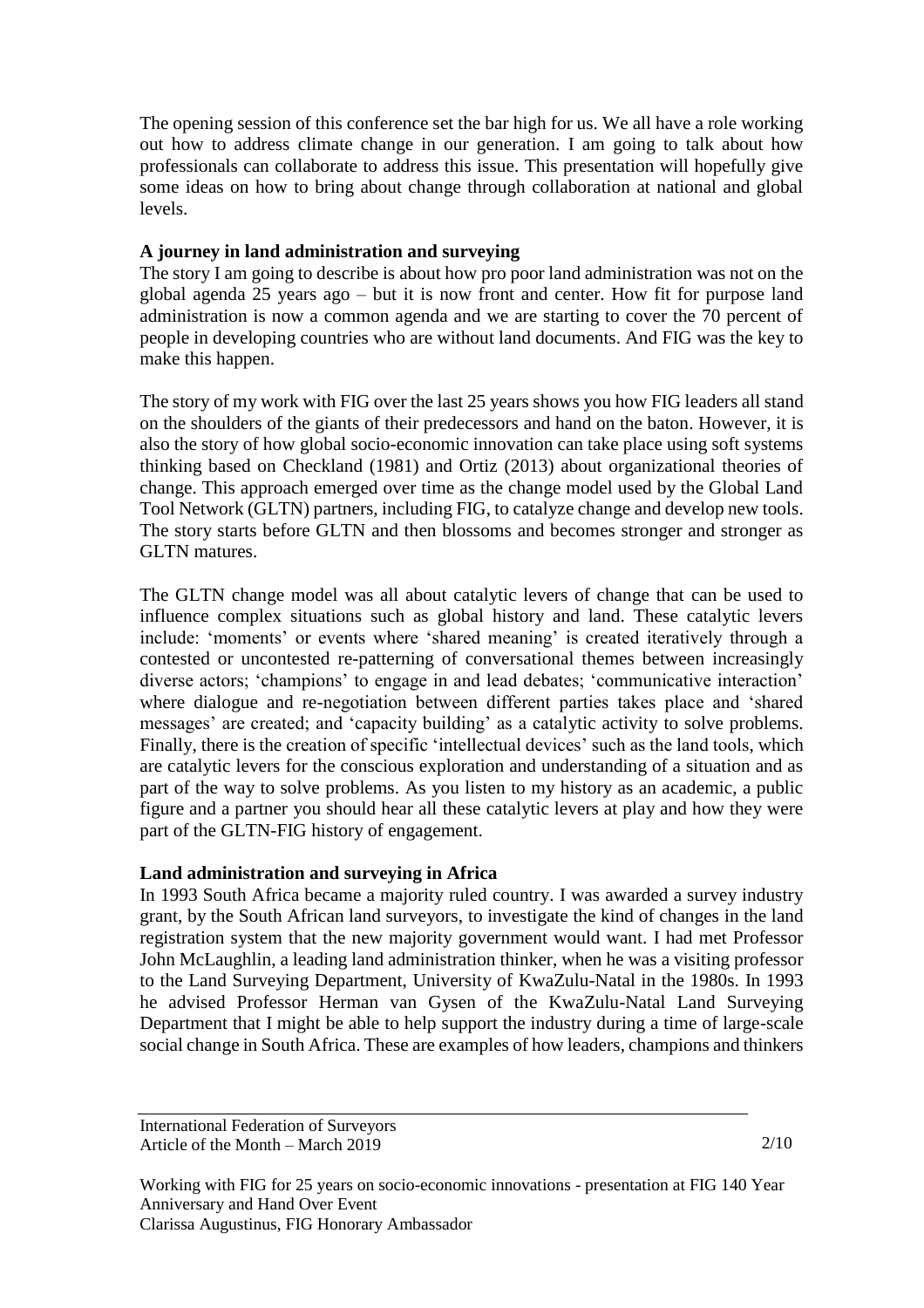The opening session of this conference set the bar high for us. We all have a role working out how to address climate change in our generation. I am going to talk about how professionals can collaborate to address this issue. This presentation will hopefully give some ideas on how to bring about change through collaboration at national and global levels.

**A journey in land administration and surveying**

The story I am going to describe is about how pro poor land administration was not on the global agenda 25 years ago – but it is now front and center. How fit for purpose land administration is now a common agenda and we are starting to cover the 70 percent of people in developing countries who are without land documents. And FIG was the key to make this happen.

The story of my work with FIG over the last 25 years shows you how FIG leaders all stand on the shoulders of the giants of their predecessors and hand on the baton. However, it is also the story of how global socio-economic innovation can take place using soft systems thinking based on Checkland (1981) and Ortiz (2013) about organizational theories of change. This approach emerged over time as the change model used by the Global Land Tool Network (GLTN) partners, including FIG, to catalyze change and develop new tools. The story starts before GLTN and then blossoms and becomes stronger and stronger as GLTN matures.

The GLTN change model was all about catalytic levers of change that can be used to influence complex situations such as global history and land. These catalytic levers include: 'moments' or events where 'shared meaning' is created iteratively through a contested or uncontested re-patterning of conversational themes between increasingly diverse actors; 'champions' to engage in and lead debates; 'communicative interaction' where dialogue and re-negotiation between different parties takes place and 'shared messages' are created; and 'capacity building' as a catalytic activity to solve problems. Finally, there is the creation of specific 'intellectual devices' such as the land tools, which are catalytic levers for the conscious exploration and understanding of a situation and as part of the way to solve problems. As you listen to my history as an academic, a public figure and a partner you should hear all these catalytic levers at play and how they were part of the GLTN-FIG history of engagement.

**Land administration and surveying in Africa**

In 1993 South Africa became a majority ruled country. I was awarded a survey industry grant, by the South African land surveyors, to investigate the kind of changes in the land registration system that the new majority government would want. I had met Professor John McLaughlin, a leading land administration thinker, when he was a visiting professor to the Land Surveying Department, University of KwaZulu-Natal in the 1980s. In 1993 he advised Professor Herman van Gysen of the KwaZulu-Natal Land Surveying Department that I might be able to help support the industry during a time of large-scale social change in South Africa. These are examples of how leaders, champions and thinkers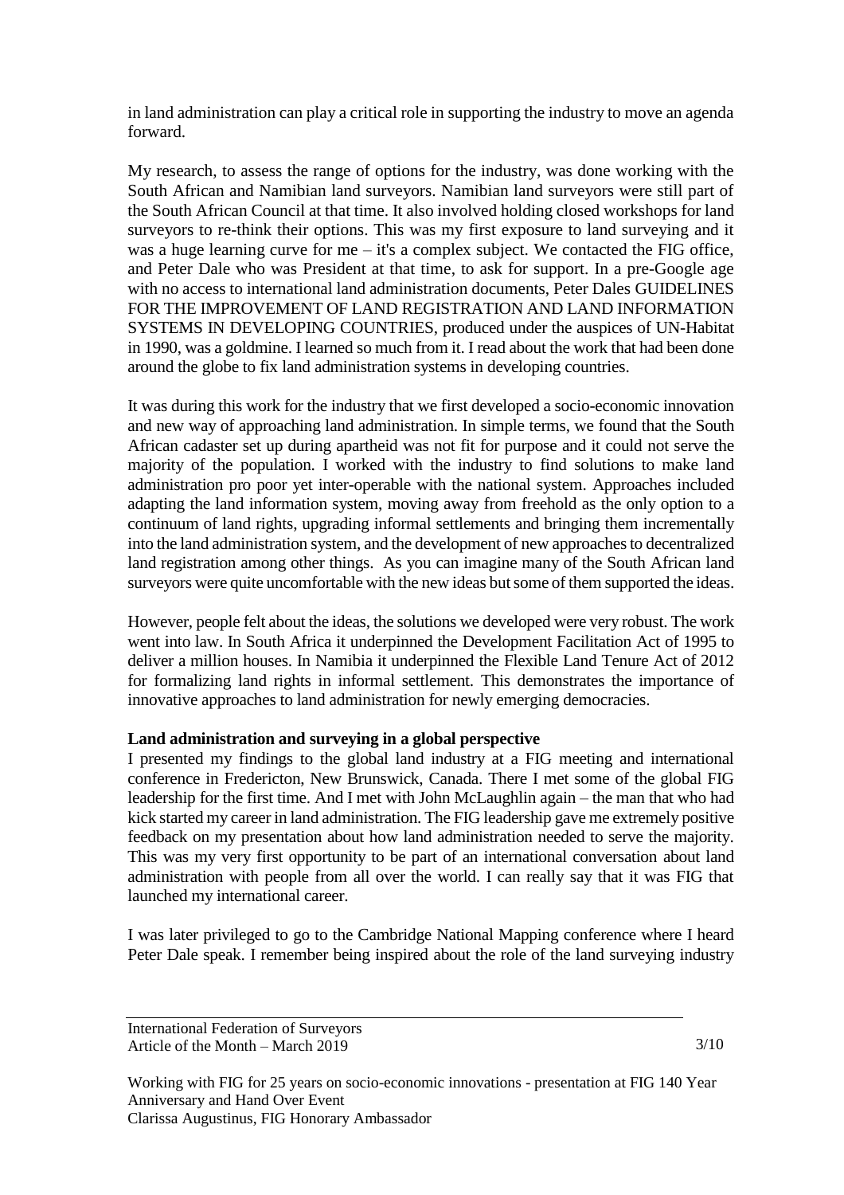in land administration can play a critical role in supporting the industry to move an agenda forward.

My research, to assess the range of options for the industry, was done working with the South African and Namibian land surveyors. Namibian land surveyors were still part of the South African Council at that time. It also involved holding closed workshops for land surveyors to re-think their options. This was my first exposure to land surveying and it was a huge learning curve for me – it's a complex subject. We contacted the FIG office, and Peter Dale who was President at that time, to ask for support. In a pre-Google age with no access to international land administration documents, Peter Dales GUIDELINES FOR THE IMPROVEMENT OF LAND REGISTRATION AND LAND INFORMATION SYSTEMS IN DEVELOPING COUNTRIES, produced under the auspices of UN-Habitat in 1990, was a goldmine. I learned so much from it. I read about the work that had been done around the globe to fix land administration systems in developing countries.

It was during this work for the industry that we first developed a socio-economic innovation and new way of approaching land administration. In simple terms, we found that the South African cadaster set up during apartheid was not fit for purpose and it could not serve the majority of the population. I worked with the industry to find solutions to make land administration pro poor yet inter-operable with the national system. Approaches included adapting the land information system, moving away from freehold as the only option to a continuum of land rights, upgrading informal settlements and bringing them incrementally into the land administration system, and the development of new approaches to decentralized land registration among other things. As you can imagine many of the South African land surveyors were quite uncomfortable with the new ideas but some of them supported the ideas.

However, people felt about the ideas, the solutions we developed were very robust. The work went into law. In South Africa it underpinned the Development Facilitation Act of 1995 to deliver a million houses. In Namibia it underpinned the Flexible Land Tenure Act of 2012 for formalizing land rights in informal settlement. This demonstrates the importance of innovative approaches to land administration for newly emerging democracies.

**Land administration and surveying in a global perspective**

I presented my findings to the global land industry at a FIG meeting and international conference in Fredericton, New Brunswick, Canada. There I met some of the global FIG leadership for the first time. And I met with John McLaughlin again – the man that who had kick started my career in land administration. The FIG leadership gave me extremely positive feedback on my presentation about how land administration needed to serve the majority. This was my very first opportunity to be part of an international conversation about land administration with people from all over the world. I can really say that it was FIG that launched my international career.

I was later privileged to go to the Cambridge National Mapping conference where I heard Peter Dale speak. I remember being inspired about the role of the land surveying industry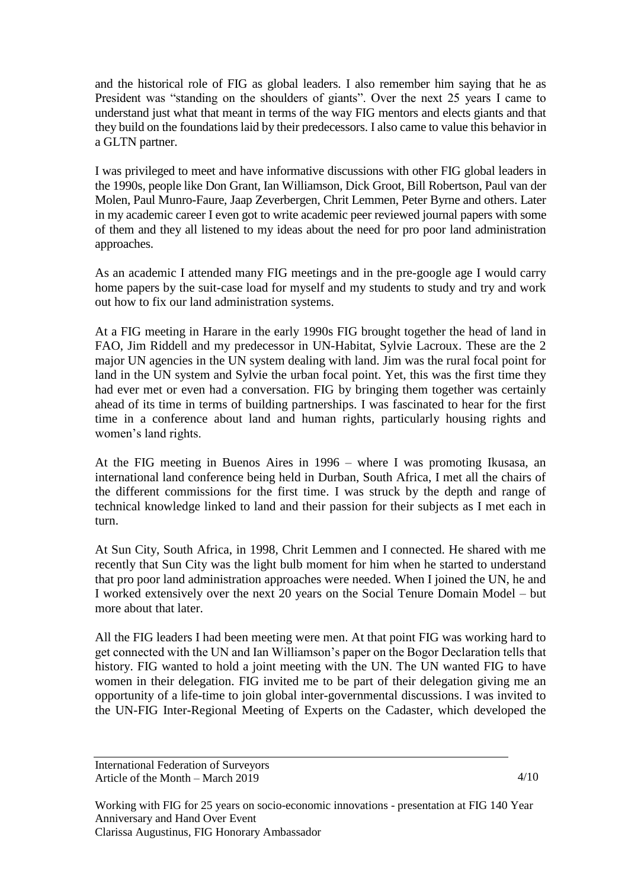and the historical role of FIG as global leaders. I also remember him saying that he as President was "standing on the shoulders of giants". Over the next 25 years I came to understand just what that meant in terms of the way FIG mentors and elects giants and that they build on the foundations laid by their predecessors. I also came to value this behavior in a GLTN partner.

I was privileged to meet and have informative discussions with other FIG global leaders in the 1990s, people like Don Grant, Ian Williamson, Dick Groot, Bill Robertson, Paul van der Molen, Paul Munro-Faure, Jaap Zeverbergen, Chrit Lemmen, Peter Byrne and others. Later in my academic career I even got to write academic peer reviewed journal papers with some of them and they all listened to my ideas about the need for pro poor land administration approaches.

As an academic I attended many FIG meetings and in the pre-google age I would carry home papers by the suit-case load for myself and my students to study and try and work out how to fix our land administration systems.

At a FIG meeting in Harare in the early 1990s FIG brought together the head of land in FAO, Jim Riddell and my predecessor in UN-Habitat, Sylvie Lacroux. These are the 2 major UN agencies in the UN system dealing with land. Jim was the rural focal point for land in the UN system and Sylvie the urban focal point. Yet, this was the first time they had ever met or even had a conversation. FIG by bringing them together was certainly ahead of its time in terms of building partnerships. I was fascinated to hear for the first time in a conference about land and human rights, particularly housing rights and women's land rights.

At the FIG meeting in Buenos Aires in 1996 – where I was promoting Ikusasa, an international land conference being held in Durban, South Africa, I met all the chairs of the different commissions for the first time. I was struck by the depth and range of technical knowledge linked to land and their passion for their subjects as I met each in turn.

At Sun City, South Africa, in 1998, Chrit Lemmen and I connected. He shared with me recently that Sun City was the light bulb moment for him when he started to understand that pro poor land administration approaches were needed. When I joined the UN, he and I worked extensively over the next 20 years on the Social Tenure Domain Model – but more about that later.

All the FIG leaders I had been meeting were men. At that point FIG was working hard to get connected with the UN and Ian Williamson's paper on the Bogor Declaration tells that history. FIG wanted to hold a joint meeting with the UN. The UN wanted FIG to have women in their delegation. FIG invited me to be part of their delegation giving me an opportunity of a life-time to join global inter-governmental discussions. I was invited to the UN-FIG Inter-Regional Meeting of Experts on the Cadaster, which developed the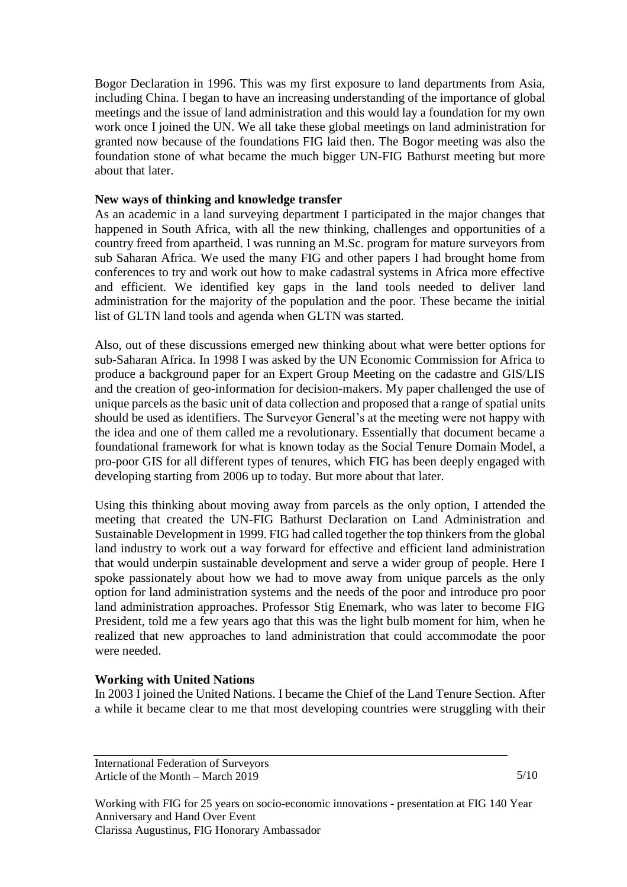Bogor Declaration in 1996. This was my first exposure to land departments from Asia, including China. I began to have an increasing understanding of the importance of global meetings and the issue of land administration and this would lay a foundation for my own work once I joined the UN. We all take these global meetings on land administration for granted now because of the foundations FIG laid then. The Bogor meeting was also the foundation stone of what became the much bigger UN-FIG Bathurst meeting but more about that later.

**New ways of thinking and knowledge transfer**

As an academic in a land surveying department I participated in the major changes that happened in South Africa, with all the new thinking, challenges and opportunities of a country freed from apartheid. I was running an M.Sc. program for mature surveyors from sub Saharan Africa. We used the many FIG and other papers I had brought home from conferences to try and work out how to make cadastral systems in Africa more effective and efficient. We identified key gaps in the land tools needed to deliver land administration for the majority of the population and the poor. These became the initial list of GLTN land tools and agenda when GLTN was started.

Also, out of these discussions emerged new thinking about what were better options for sub-Saharan Africa. In 1998 I was asked by the UN Economic Commission for Africa to produce a background paper for an Expert Group Meeting on the cadastre and GIS/LIS and the creation of geo-information for decision-makers. My paper challenged the use of unique parcels as the basic unit of data collection and proposed that a range of spatial units should be used as identifiers. The Surveyor General's at the meeting were not happy with the idea and one of them called me a revolutionary. Essentially that document became a foundational framework for what is known today as the Social Tenure Domain Model, a pro-poor GIS for all different types of tenures, which FIG has been deeply engaged with developing starting from 2006 up to today. But more about that later.

Using this thinking about moving away from parcels as the only option, I attended the meeting that created the UN-FIG Bathurst Declaration on Land Administration and Sustainable Development in 1999. FIG had called together the top thinkers from the global land industry to work out a way forward for effective and efficient land administration that would underpin sustainable development and serve a wider group of people. Here I spoke passionately about how we had to move away from unique parcels as the only option for land administration systems and the needs of the poor and introduce pro poor land administration approaches. Professor Stig Enemark, who was later to become FIG President, told me a few years ago that this was the light bulb moment for him, when he realized that new approaches to land administration that could accommodate the poor were needed.

**Working with United Nations**

In 2003 I joined the United Nations. I became the Chief of the Land Tenure Section. After a while it became clear to me that most developing countries were struggling with their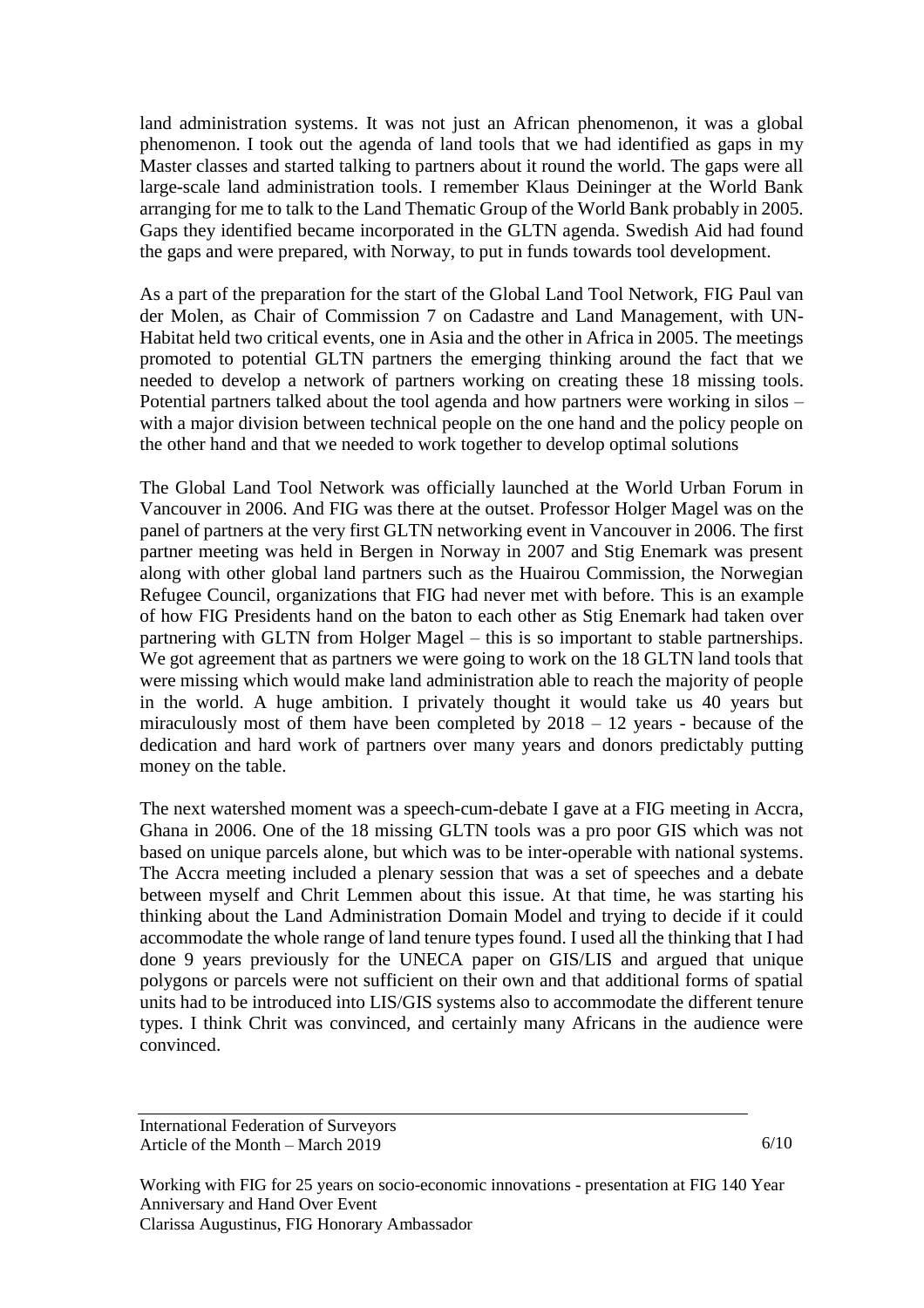land administration systems. It was not just an African phenomenon, it was a global phenomenon. I took out the agenda of land tools that we had identified as gaps in my Master classes and started talking to partners about it round the world. The gaps were all large-scale land administration tools. I remember Klaus Deininger at the World Bank arranging for me to talk to the Land Thematic Group of the World Bank probably in 2005. Gaps they identified became incorporated in the GLTN agenda. Swedish Aid had found the gaps and were prepared, with Norway, to put in funds towards tool development.

As a part of the preparation for the start of the Global Land Tool Network, FIG Paul van der Molen, as Chair of Commission 7 on Cadastre and Land Management, with UN-Habitat held two critical events, one in Asia and the other in Africa in 2005. The meetings promoted to potential GLTN partners the emerging thinking around the fact that we needed to develop a network of partners working on creating these 18 missing tools. Potential partners talked about the tool agenda and how partners were working in silos – with a major division between technical people on the one hand and the policy people on the other hand and that we needed to work together to develop optimal solutions

The Global Land Tool Network was officially launched at the World Urban Forum in Vancouver in 2006. And FIG was there at the outset. Professor Holger Magel was on the panel of partners at the very first GLTN networking event in Vancouver in 2006. The first partner meeting was held in Bergen in Norway in 2007 and Stig Enemark was present along with other global land partners such as the Huairou Commission, the Norwegian Refugee Council, organizations that FIG had never met with before. This is an example of how FIG Presidents hand on the baton to each other as Stig Enemark had taken over partnering with GLTN from Holger Magel – this is so important to stable partnerships. We got agreement that as partners we were going to work on the 18 GLTN land tools that were missing which would make land administration able to reach the majority of people in the world. A huge ambition. I privately thought it would take us 40 years but miraculously most of them have been completed by 2018 – 12 years - because of the dedication and hard work of partners over many years and donors predictably putting money on the table.

The next watershed moment was a speech-cum-debate I gave at a FIG meeting in Accra, Ghana in 2006. One of the 18 missing GLTN tools was a pro poor GIS which was not based on unique parcels alone, but which was to be inter-operable with national systems. The Accra meeting included a plenary session that was a set of speeches and a debate between myself and Chrit Lemmen about this issue. At that time, he was starting his thinking about the Land Administration Domain Model and trying to decide if it could accommodate the whole range of land tenure types found. I used all the thinking that I had done 9 years previously for the UNECA paper on GIS/LIS and argued that unique polygons or parcels were not sufficient on their own and that additional forms of spatial units had to be introduced into LIS/GIS systems also to accommodate the different tenure types. I think Chrit was convinced, and certainly many Africans in the audience were convinced.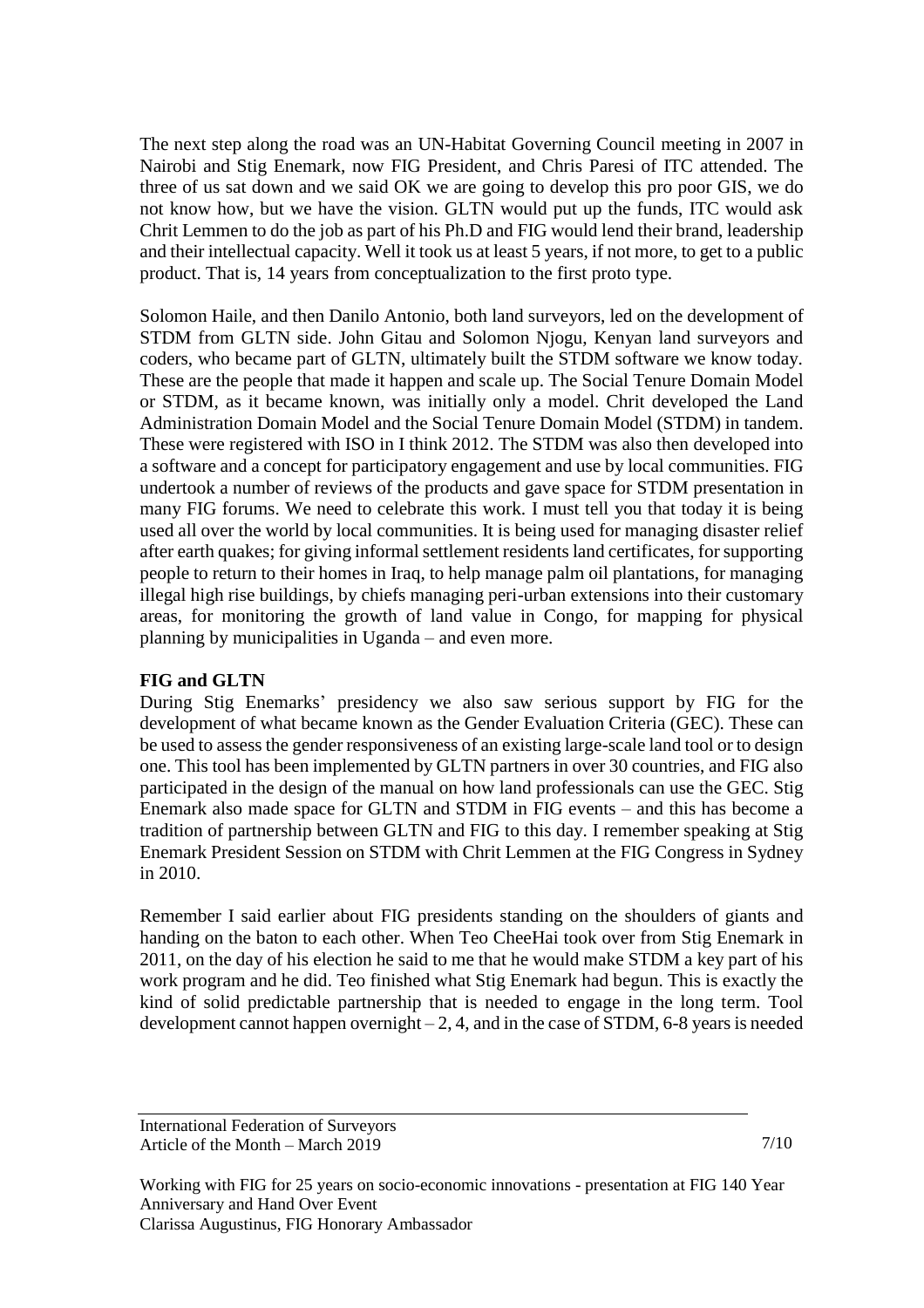The next step along the road was an UN-Habitat Governing Council meeting in 2007 in Nairobi and Stig Enemark, now FIG President, and Chris Paresi of ITC attended. The three of us sat down and we said OK we are going to develop this pro poor GIS, we do not know how, but we have the vision. GLTN would put up the funds, ITC would ask Chrit Lemmen to do the job as part of his Ph.D and FIG would lend their brand, leadership and their intellectual capacity. Well it took us at least 5 years, if not more, to get to a public product. That is, 14 years from conceptualization to the first proto type.

Solomon Haile, and then Danilo Antonio, both land surveyors, led on the development of STDM from GLTN side. John Gitau and Solomon Njogu, Kenyan land surveyors and coders, who became part of GLTN, ultimately built the STDM software we know today. These are the people that made it happen and scale up. The Social Tenure Domain Model or STDM, as it became known, was initially only a model. Chrit developed the Land Administration Domain Model and the Social Tenure Domain Model (STDM) in tandem. These were registered with ISO in I think 2012. The STDM was also then developed into a software and a concept for participatory engagement and use by local communities. FIG undertook a number of reviews of the products and gave space for STDM presentation in many FIG forums. We need to celebrate this work. I must tell you that today it is being used all over the world by local communities. It is being used for managing disaster relief after earth quakes; for giving informal settlement residents land certificates, for supporting people to return to their homes in Iraq, to help manage palm oil plantations, for managing illegal high rise buildings, by chiefs managing peri-urban extensions into their customary areas, for monitoring the growth of land value in Congo, for mapping for physical planning by municipalities in Uganda – and even more.

**FIG and GLTN**

During Stig Enemarks' presidency we also saw serious support by FIG for the development of what became known as the Gender Evaluation Criteria (GEC). These can be used to assess the gender responsiveness of an existing large-scale land tool or to design one. This tool has been implemented by GLTN partners in over 30 countries, and FIG also participated in the design of the manual on how land professionals can use the GEC. Stig Enemark also made space for GLTN and STDM in FIG events – and this has become a tradition of partnership between GLTN and FIG to this day. I remember speaking at Stig Enemark President Session on STDM with Chrit Lemmen at the FIG Congress in Sydney in 2010.

Remember I said earlier about FIG presidents standing on the shoulders of giants and handing on the baton to each other. When Teo CheeHai took over from Stig Enemark in 2011, on the day of his election he said to me that he would make STDM a key part of his work program and he did. Teo finished what Stig Enemark had begun. This is exactly the kind of solid predictable partnership that is needed to engage in the long term. Tool development cannot happen overnight – 2, 4, and in the case of STDM, 6-8 years is needed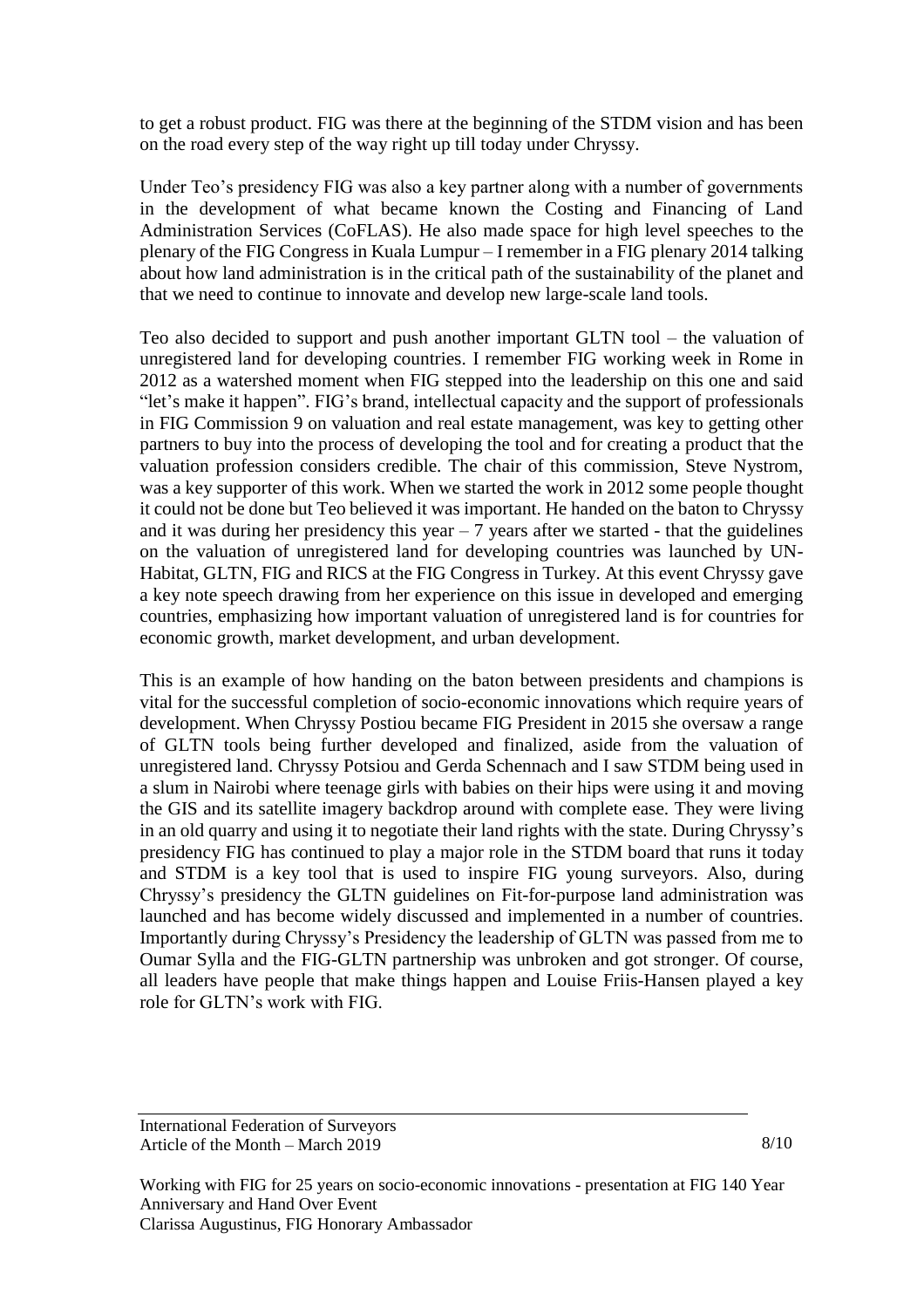to get a robust product. FIG was there at the beginning of the STDM vision and has been on the road every step of the way right up till today under Chryssy.

Under Teo's presidency FIG was also a key partner along with a number of governments in the development of what became known the Costing and Financing of Land Administration Services (CoFLAS). He also made space for high level speeches to the plenary of the FIG Congress in Kuala Lumpur – I remember in a FIG plenary 2014 talking about how land administration is in the critical path of the sustainability of the planet and that we need to continue to innovate and develop new large-scale land tools.

Teo also decided to support and push another important GLTN tool – the valuation of unregistered land for developing countries. I remember FIG working week in Rome in 2012 as a watershed moment when FIG stepped into the leadership on this one and said "let's make it happen". FIG's brand, intellectual capacity and the support of professionals in FIG Commission 9 on valuation and real estate management, was key to getting other partners to buy into the process of developing the tool and for creating a product that the valuation profession considers credible. The chair of this commission, Steve Nystrom, was a key supporter of this work. When we started the work in 2012 some people thought it could not be done but Teo believed it was important. He handed on the baton to Chryssy and it was during her presidency this year – 7 years after we started - that the guidelines on the valuation of unregistered land for developing countries was launched by UN-Habitat, GLTN, FIG and RICS at the FIG Congress in Turkey. At this event Chryssy gave a key note speech drawing from her experience on this issue in developed and emerging countries, emphasizing how important valuation of unregistered land is for countries for economic growth, market development, and urban development.

This is an example of how handing on the baton between presidents and champions is vital for the successful completion of socio-economic innovations which require years of development. When Chryssy Postiou became FIG President in 2015 she oversaw a range of GLTN tools being further developed and finalized, aside from the valuation of unregistered land. Chryssy Potsiou and Gerda Schennach and I saw STDM being used in a slum in Nairobi where teenage girls with babies on their hips were using it and moving the GIS and its satellite imagery backdrop around with complete ease. They were living in an old quarry and using it to negotiate their land rights with the state. During Chryssy's presidency FIG has continued to play a major role in the STDM board that runs it today and STDM is a key tool that is used to inspire FIG young surveyors. Also, during Chryssy's presidency the GLTN guidelines on Fit-for-purpose land administration was launched and has become widely discussed and implemented in a number of countries. Importantly during Chryssy's Presidency the leadership of GLTN was passed from me to Oumar Sylla and the FIG-GLTN partnership was unbroken and got stronger. Of course, all leaders have people that make things happen and Louise Friis-Hansen played a key role for GLTN's work with FIG.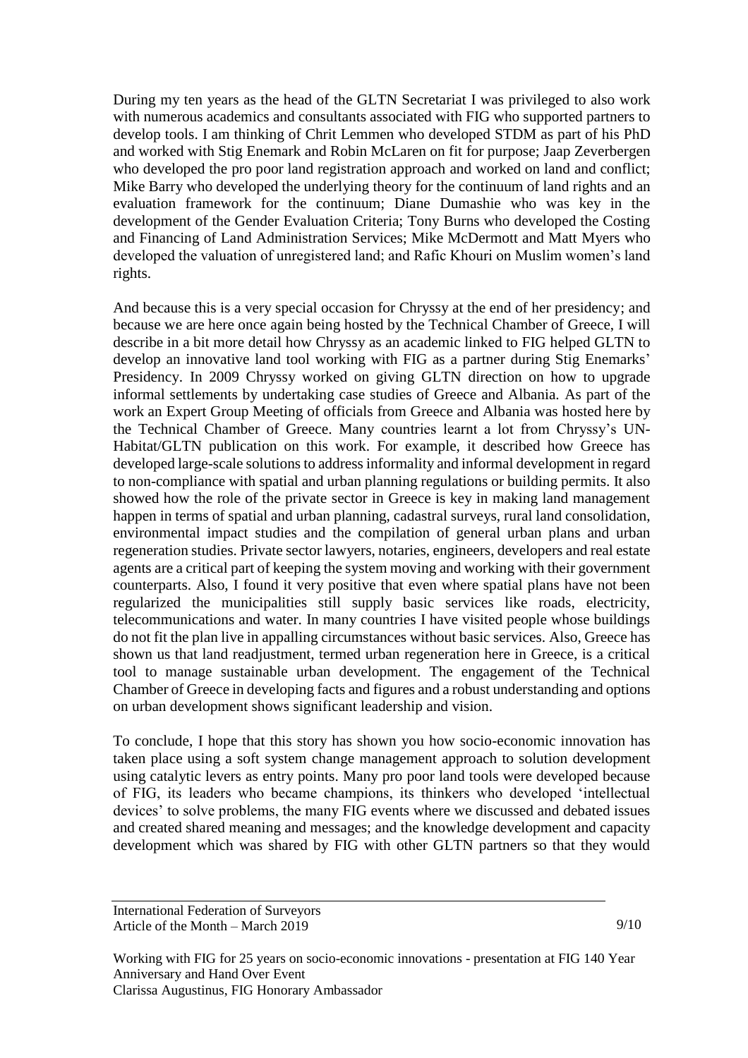During my ten years as the head of the GLTN Secretariat I was privileged to also work with numerous academics and consultants associated with FIG who supported partners to develop tools. I am thinking of Chrit Lemmen who developed STDM as part of his PhD and worked with Stig Enemark and Robin McLaren on fit for purpose; Jaap Zeverbergen who developed the pro poor land registration approach and worked on land and conflict; Mike Barry who developed the underlying theory for the continuum of land rights and an evaluation framework for the continuum; Diane Dumashie who was key in the development of the Gender Evaluation Criteria; Tony Burns who developed the Costing and Financing of Land Administration Services; Mike McDermott and Matt Myers who developed the valuation of unregistered land; and Rafic Khouri on Muslim women's land rights.

And because this is a very special occasion for Chryssy at the end of her presidency; and because we are here once again being hosted by the Technical Chamber of Greece, I will describe in a bit more detail how Chryssy as an academic linked to FIG helped GLTN to develop an innovative land tool working with FIG as a partner during Stig Enemarks' Presidency. In 2009 Chryssy worked on giving GLTN direction on how to upgrade informal settlements by undertaking case studies of Greece and Albania. As part of the work an Expert Group Meeting of officials from Greece and Albania was hosted here by the Technical Chamber of Greece. Many countries learnt a lot from Chryssy's UN-Habitat/GLTN publication on this work. For example, it described how Greece has developed large-scale solutions to address informality and informal development in regard to non-compliance with spatial and urban planning regulations or building permits. It also showed how the role of the private sector in Greece is key in making land management happen in terms of spatial and urban planning, cadastral surveys, rural land consolidation, environmental impact studies and the compilation of general urban plans and urban regeneration studies. Private sector lawyers, notaries, engineers, developers and real estate agents are a critical part of keeping the system moving and working with their government counterparts. Also, I found it very positive that even where spatial plans have not been regularized the municipalities still supply basic services like roads, electricity, telecommunications and water. In many countries I have visited people whose buildings do not fit the plan live in appalling circumstances without basic services. Also, Greece has shown us that land readjustment, termed urban regeneration here in Greece, is a critical tool to manage sustainable urban development. The engagement of the Technical Chamber of Greece in developing facts and figures and a robust understanding and options on urban development shows significant leadership and vision.

To conclude, I hope that this story has shown you how socio-economic innovation has taken place using a soft system change management approach to solution development using catalytic levers as entry points. Many pro poor land tools were developed because of FIG, its leaders who became champions, its thinkers who developed 'intellectual devices' to solve problems, the many FIG events where we discussed and debated issues and created shared meaning and messages; and the knowledge development and capacity development which was shared by FIG with other GLTN partners so that they would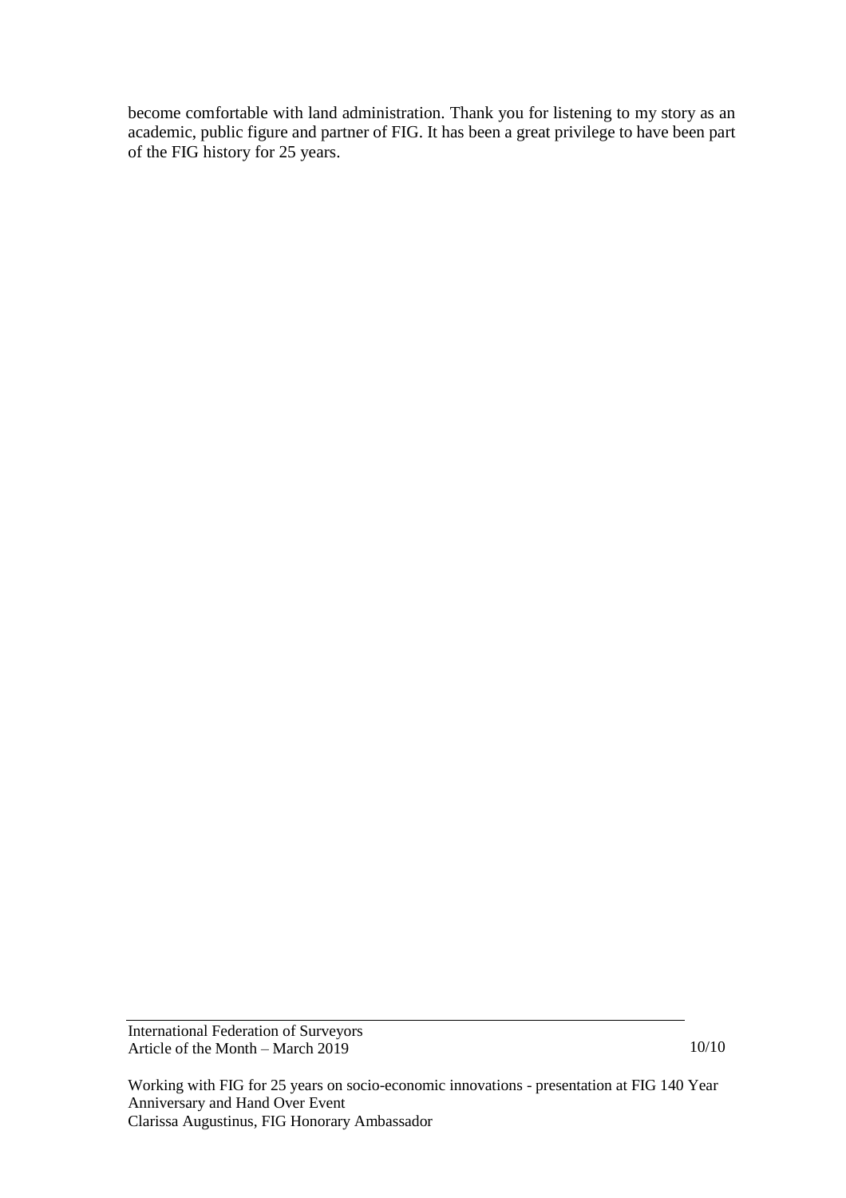become comfortable with land administration. Thank you for listening to my story as an academic, public figure and partner of FIG. It has been a great privilege to have been part of the FIG history for 25 years.